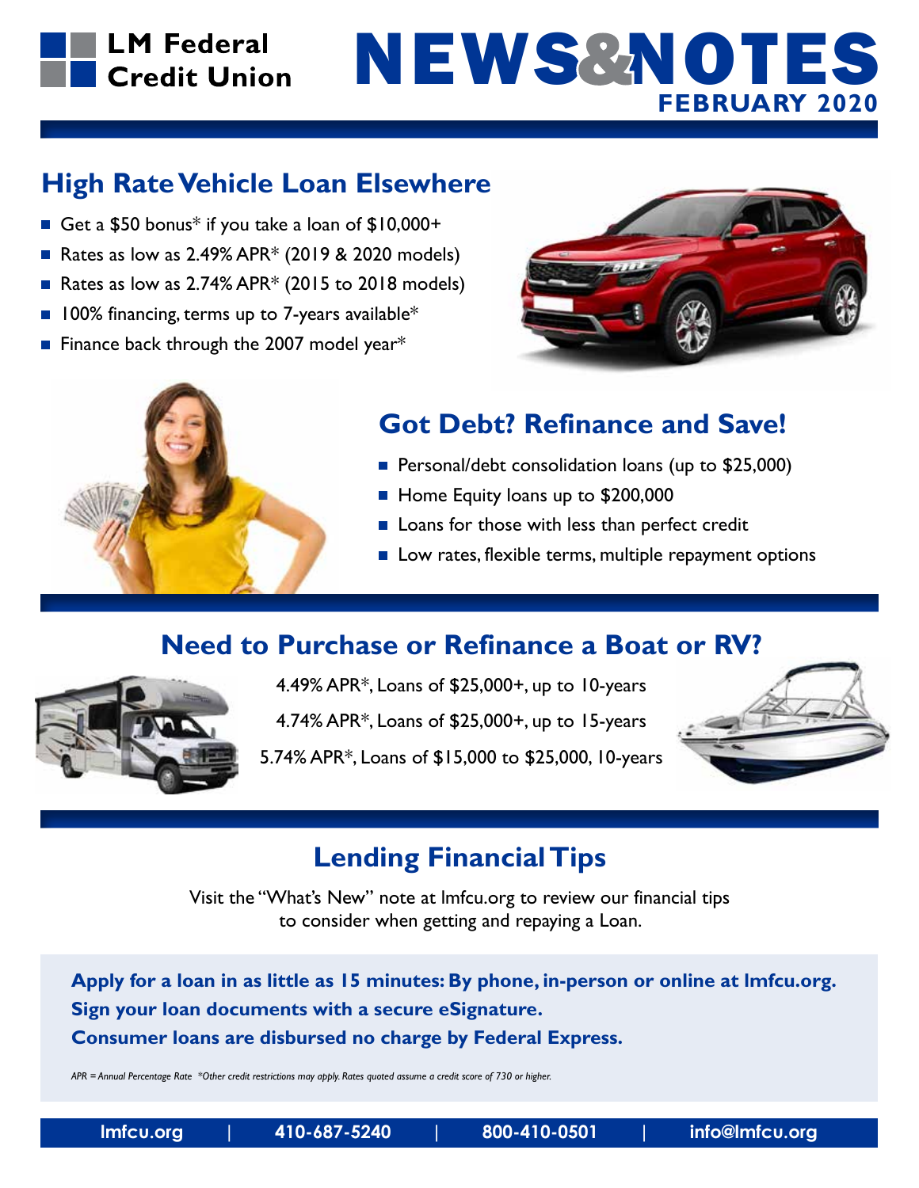LM Federal Credit Union

# NEWS&NOTES

**FEBRUARY 2020**

## High Rate Vehicle Loan Elsewhere

- Get a $50 bonus* if you take a loan of $10,000+
- Rates as low as 2.49% APR* (2019 & 2020 models)
- Rates as low as 2.74% APR* (2015 to 2018 models)
- 100% financing, terms up to 7-years available*
- Finance back through the 2007 model year*

## Got Debt? Refinance and Save!

- Personal/debt consolidation loans (up to $25,000)
- Home Equity loans up to $200,000
- Loans for those with less than perfect credit
- Low rates, flexible terms, multiple repayment options

## Need to Purchase or Refinance a Boat or RV?

4.49% APR*, Loans of $25,000+, up to 10-years

4.74% APR*, Loans of $25,000+, up to 15-years

5.74% APR*, Loans of $15,000 to $25,000, 10-years

## Lending Financial Tips

Visit the "What's New" note at lmfcu.org to review our financial tips to consider when getting and repaying a Loan.

**Apply for a loan in as little as 15 minutes: By phone, in-person or online at lmfcu.org.**
**Sign your loan documents with a secure eSignature.**
**Consumer loans are disbursed no charge by Federal Express.**

*APR = Annual Percentage Rate \*Other credit restrictions may apply. Rates quoted assume a credit score of 730 or higher.*

lmfcu.org | 410-687-5240 | 800-410-0501 | info@lmfcu.org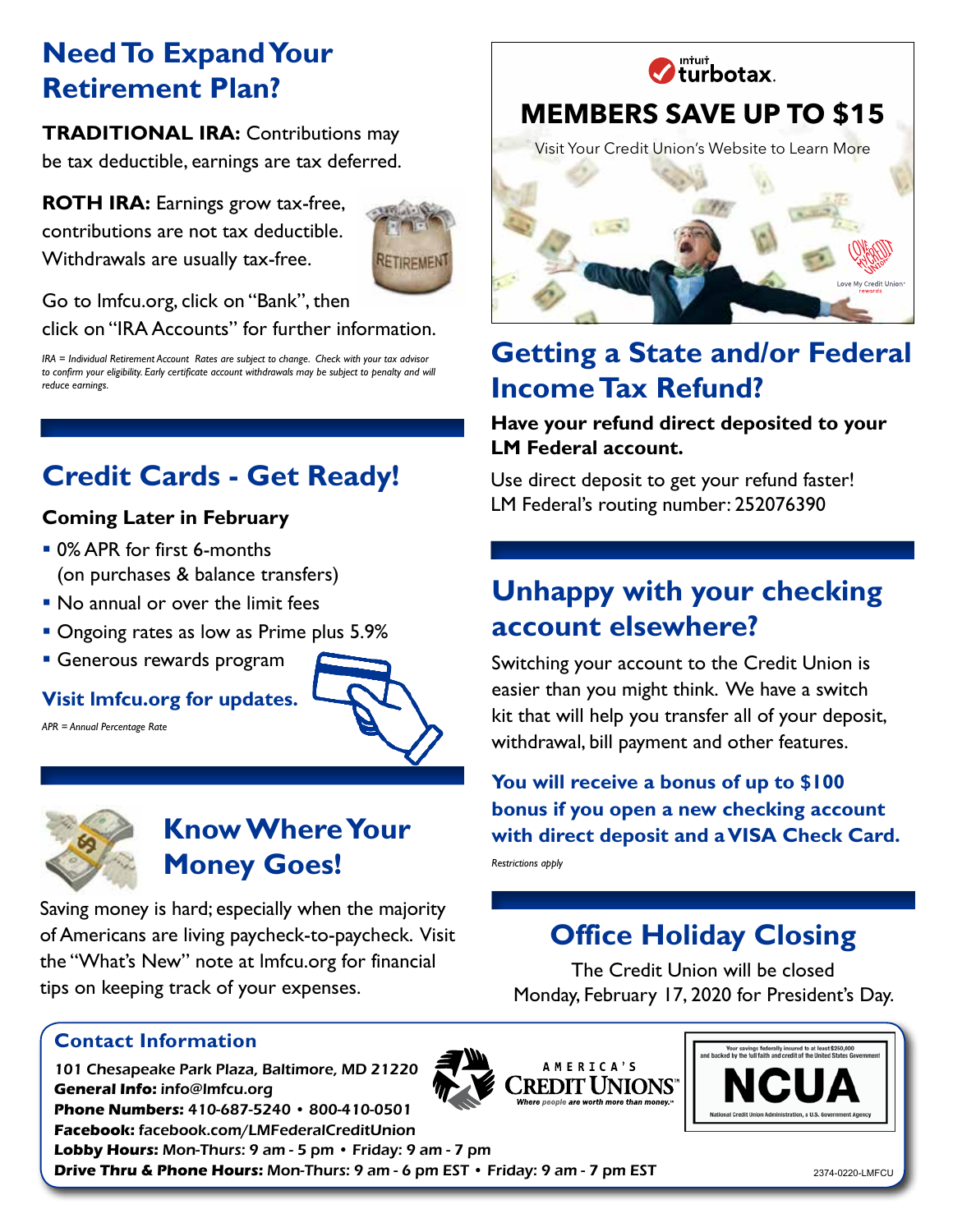## Need To Expand Your Retirement Plan?

**TRADITIONAL IRA:** Contributions may be tax deductible, earnings are tax deferred.

**ROTH IRA:** Earnings grow tax-free, contributions are not tax deductible. Withdrawals are usually tax-free.

Go to lmfcu.org, click on "Bank", then click on "IRA Accounts" for further information.

*IRA = Individual Retirement Account Rates are subject to change. Check with your tax advisor to confirm your eligibility. Early certificate account withdrawals may be subject to penalty and will reduce earnings.*

## Credit Cards - Get Ready!

**Coming Later in February**

- 0% APR for first 6-months (on purchases & balance transfers)
- No annual or over the limit fees
- Ongoing rates as low as Prime plus 5.9%
- Generous rewards program

**Visit lmfcu.org for updates.**

*APR = Annual Percentage Rate*

## Know Where Your Money Goes!

Saving money is hard; especially when the majority of Americans are living paycheck-to-paycheck. Visit the "What's New" note at lmfcu.org for financial tips on keeping track of your expenses.

intuit turbotax.

## MEMBERS SAVE UP TO $15

Visit Your Credit Union's Website to Learn More

Love My Credit Union rewards

## Getting a State and/or Federal Income Tax Refund?

**Have your refund direct deposited to your LM Federal account.**

Use direct deposit to get your refund faster! LM Federal's routing number: 252076390

## Unhappy with your checking account elsewhere?

Switching your account to the Credit Union is easier than you might think. We have a switch kit that will help you transfer all of your deposit, withdrawal, bill payment and other features.

**You will receive a bonus of up to $100 bonus if you open a new checking account with direct deposit and a VISA Check Card.**

*Restrictions apply*

## Office Holiday Closing

The Credit Union will be closed Monday, February 17, 2020 for President's Day.

### Contact Information

101 Chesapeake Park Plaza, Baltimore, MD 21220
**General Info:** info@lmfcu.org
**Phone Numbers:** 410-687-5240 • 800-410-0501
**Facebook:** facebook.com/LMFederalCreditUnion
**Lobby Hours:** Mon-Thurs: 9 am - 5 pm • Friday: 9 am - 7 pm
**Drive Thru & Phone Hours:** Mon-Thurs: 9 am - 6 pm EST • Friday: 9 am - 7 pm EST

AMERICA'S CREDIT UNIONS™ Where people are worth more than money.™

Your savings federally insured to at least $250,000 and backed by the full faith and credit of the United States Government
NCUA
National Credit Union Administration, a U.S. Government Agency

2374-0220-LMFCU